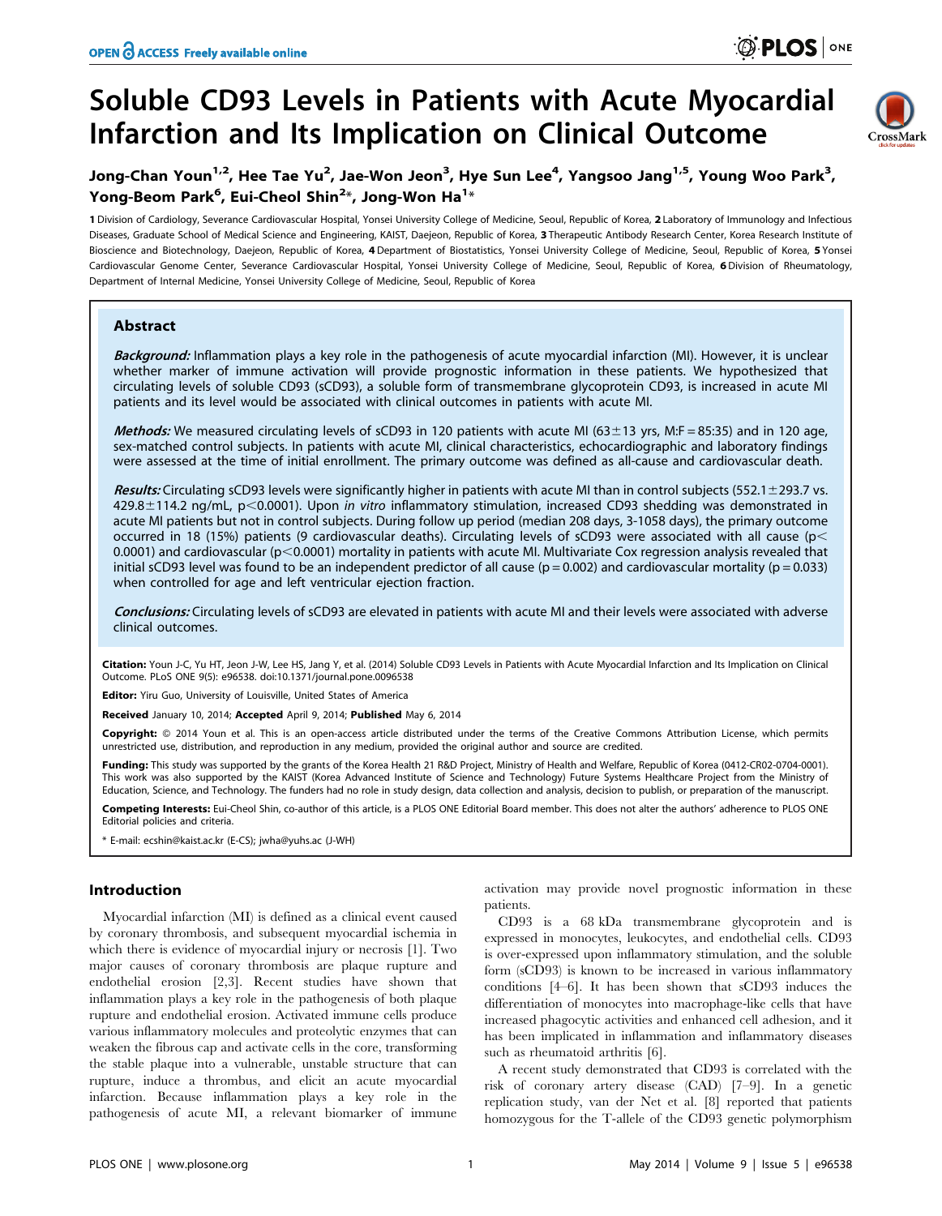# Soluble CD93 Levels in Patients with Acute Myocardial Infarction and Its Implication on Clinical Outcome

**Jong-Chan Youn[1,2], Hee Tae Yu[2], Jae-Won Jeon[3], Hye Sun Lee[4], Yangsoo Jang[1,5], Young Woo Park[3], Yong-Beom Park[6], Eui-Cheol Shin[2]\*, Jong-Won Ha[1]\***

1 Division of Cardiology, Severance Cardiovascular Hospital, Yonsei University College of Medicine, Seoul, Republic of Korea, 2 Laboratory of Immunology and Infectious Diseases, Graduate School of Medical Science and Engineering, KAIST, Daejeon, Republic of Korea, 3 Therapeutic Antibody Research Center, Korea Research Institute of Bioscience and Biotechnology, Daejeon, Republic of Korea, 4 Department of Biostatistics, Yonsei University College of Medicine, Seoul, Republic of Korea, 5 Yonsei Cardiovascular Genome Center, Severance Cardiovascular Hospital, Yonsei University College of Medicine, Seoul, Republic of Korea, 6 Division of Rheumatology, Department of Internal Medicine, Yonsei University College of Medicine, Seoul, Republic of Korea

## Abstract

***Background:*** Inflammation plays a key role in the pathogenesis of acute myocardial infarction (MI). However, it is unclear whether marker of immune activation will provide prognostic information in these patients. We hypothesized that circulating levels of soluble CD93 (sCD93), a soluble form of transmembrane glycoprotein CD93, is increased in acute MI patients and its level would be associated with clinical outcomes in patients with acute MI.

***Methods:*** We measured circulating levels of sCD93 in 120 patients with acute MI (63±13 yrs, M:F = 85:35) and in 120 age, sex-matched control subjects. In patients with acute MI, clinical characteristics, echocardiographic and laboratory findings were assessed at the time of initial enrollment. The primary outcome was defined as all-cause and cardiovascular death.

***Results:*** Circulating sCD93 levels were significantly higher in patients with acute MI than in control subjects (552.1±293.7 vs. 429.8±114.2 ng/mL, $p<0.0001$). Upon *in vitro* inflammatory stimulation, increased CD93 shedding was demonstrated in acute MI patients but not in control subjects. During follow up period (median 208 days, 3-1058 days), the primary outcome occurred in 18 (15%) patients (9 cardiovascular deaths). Circulating levels of sCD93 were associated with all cause ($p<0.0001$) and cardiovascular ($p<0.0001$) mortality in patients with acute MI. Multivariate Cox regression analysis revealed that initial sCD93 level was found to be an independent predictor of all cause ($p = 0.002$) and cardiovascular mortality ($p = 0.033$) when controlled for age and left ventricular ejection fraction.

***Conclusions:*** Circulating levels of sCD93 are elevated in patients with acute MI and their levels were associated with adverse clinical outcomes.

**Citation:** Youn J-C, Yu HT, Jeon J-W, Lee HS, Jang Y, et al. (2014) Soluble CD93 Levels in Patients with Acute Myocardial Infarction and Its Implication on Clinical Outcome. PLoS ONE 9(5): e96538. doi:10.1371/journal.pone.0096538

**Editor:** Yiru Guo, University of Louisville, United States of America

**Received** January 10, 2014; **Accepted** April 9, 2014; **Published** May 6, 2014

**Copyright:** © 2014 Youn et al. This is an open-access article distributed under the terms of the Creative Commons Attribution License, which permits unrestricted use, distribution, and reproduction in any medium, provided the original author and source are credited.

**Funding:** This study was supported by the grants of the Korea Health 21 R&D Project, Ministry of Health and Welfare, Republic of Korea (0412-CR02-0704-0001). This work was also supported by the KAIST (Korea Advanced Institute of Science and Technology) Future Systems Healthcare Project from the Ministry of Education, Science, and Technology. The funders had no role in study design, data collection and analysis, decision to publish, or preparation of the manuscript.

**Competing Interests:** Eui-Cheol Shin, co-author of this article, is a PLOS ONE Editorial Board member. This does not alter the authors' adherence to PLOS ONE Editorial policies and criteria.

\* E-mail: ecshin@kaist.ac.kr (E-CS); jwha@yuhs.ac (J-WH)

## Introduction

Myocardial infarction (MI) is defined as a clinical event caused by coronary thrombosis, and subsequent myocardial ischemia in which there is evidence of myocardial injury or necrosis [1]. Two major causes of coronary thrombosis are plaque rupture and endothelial erosion [2,3]. Recent studies have shown that inflammation plays a key role in the pathogenesis of both plaque rupture and endothelial erosion. Activated immune cells produce various inflammatory molecules and proteolytic enzymes that can weaken the fibrous cap and activate cells in the core, transforming the stable plaque into a vulnerable, unstable structure that can rupture, induce a thrombus, and elicit an acute myocardial infarction. Because inflammation plays a key role in the pathogenesis of acute MI, a relevant biomarker of immune activation may provide novel prognostic information in these patients.

CD93 is a 68 kDa transmembrane glycoprotein and is expressed in monocytes, leukocytes, and endothelial cells. CD93 is over-expressed upon inflammatory stimulation, and the soluble form (sCD93) is known to be increased in various inflammatory conditions [4–6]. It has been shown that sCD93 induces the differentiation of monocytes into macrophage-like cells that have increased phagocytic activities and enhanced cell adhesion, and it has been implicated in inflammation and inflammatory diseases such as rheumatoid arthritis [6].

A recent study demonstrated that CD93 is correlated with the risk of coronary artery disease (CAD) [7–9]. In a genetic replication study, van der Net et al. [8] reported that patients homozygous for the T-allele of the CD93 genetic polymorphism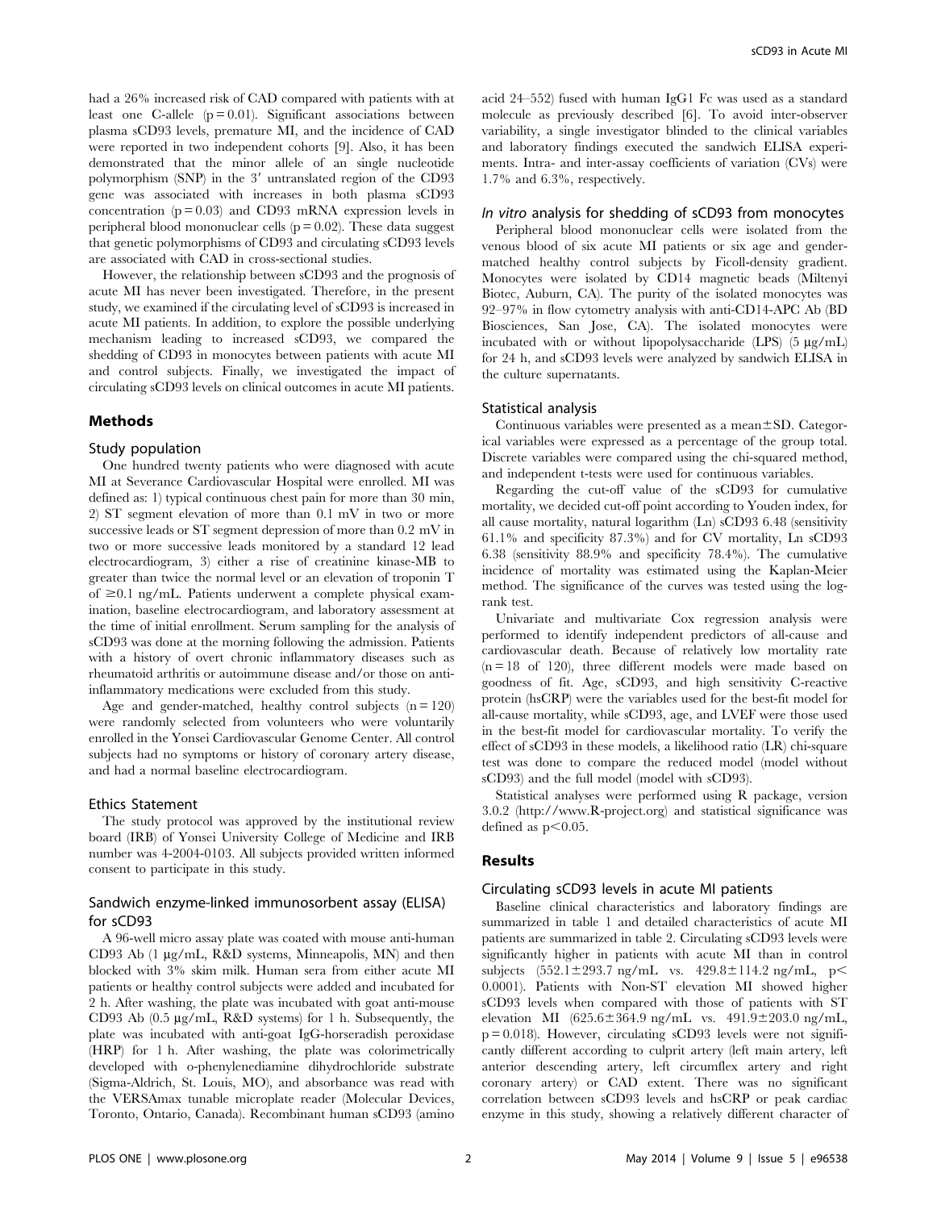had a 26% increased risk of CAD compared with patients with at least one C-allele ($p = 0.01$). Significant associations between plasma sCD93 levels, premature MI, and the incidence of CAD were reported in two independent cohorts [9]. Also, it has been demonstrated that the minor allele of an single nucleotide polymorphism (SNP) in the 3′ untranslated region of the CD93 gene was associated with increases in both plasma sCD93 concentration ($p = 0.03$) and CD93 mRNA expression levels in peripheral blood mononuclear cells ($p = 0.02$). These data suggest that genetic polymorphisms of CD93 and circulating sCD93 levels are associated with CAD in cross-sectional studies.

However, the relationship between sCD93 and the prognosis of acute MI has never been investigated. Therefore, in the present study, we examined if the circulating level of sCD93 is increased in acute MI patients. In addition, to explore the possible underlying mechanism leading to increased sCD93, we compared the shedding of CD93 in monocytes between patients with acute MI and control subjects. Finally, we investigated the impact of circulating sCD93 levels on clinical outcomes in acute MI patients.

## Methods

### Study population

One hundred twenty patients who were diagnosed with acute MI at Severance Cardiovascular Hospital were enrolled. MI was defined as: 1) typical continuous chest pain for more than 30 min, 2) ST segment elevation of more than 0.1 mV in two or more successive leads or ST segment depression of more than 0.2 mV in two or more successive leads monitored by a standard 12 lead electrocardiogram, 3) either a rise of creatinine kinase-MB to greater than twice the normal level or an elevation of troponin T of ≥0.1 ng/mL. Patients underwent a complete physical examination, baseline electrocardiogram, and laboratory assessment at the time of initial enrollment. Serum sampling for the analysis of sCD93 was done at the morning following the admission. Patients with a history of overt chronic inflammatory diseases such as rheumatoid arthritis or autoimmune disease and/or those on anti-inflammatory medications were excluded from this study.

Age and gender-matched, healthy control subjects ($n = 120$) were randomly selected from volunteers who were voluntarily enrolled in the Yonsei Cardiovascular Genome Center. All control subjects had no symptoms or history of coronary artery disease, and had a normal baseline electrocardiogram.

### Ethics Statement

The study protocol was approved by the institutional review board (IRB) of Yonsei University College of Medicine and IRB number was 4-2004-0103. All subjects provided written informed consent to participate in this study.

### Sandwich enzyme-linked immunosorbent assay (ELISA) for sCD93

A 96-well micro assay plate was coated with mouse anti-human CD93 Ab (1 μg/mL, R&D systems, Minneapolis, MN) and then blocked with 3% skim milk. Human sera from either acute MI patients or healthy control subjects were added and incubated for 2 h. After washing, the plate was incubated with goat anti-mouse CD93 Ab (0.5 μg/mL, R&D systems) for 1 h. Subsequently, the plate was incubated with anti-goat IgG-horseradish peroxidase (HRP) for 1 h. After washing, the plate was colorimetrically developed with o-phenylenediamine dihydrochloride substrate (Sigma-Aldrich, St. Louis, MO), and absorbance was read with the VERSAmax tunable microplate reader (Molecular Devices, Toronto, Ontario, Canada). Recombinant human sCD93 (amino acid 24–552) fused with human IgG1 Fc was used as a standard molecule as previously described [6]. To avoid inter-observer variability, a single investigator blinded to the clinical variables and laboratory findings executed the sandwich ELISA experiments. Intra- and inter-assay coefficients of variation (CVs) were 1.7% and 6.3%, respectively.

### *In vitro* analysis for shedding of sCD93 from monocytes

Peripheral blood mononuclear cells were isolated from the venous blood of six acute MI patients or six age and gender-matched healthy control subjects by Ficoll-density gradient. Monocytes were isolated by CD14 magnetic beads (Miltenyi Biotec, Auburn, CA). The purity of the isolated monocytes was 92–97% in flow cytometry analysis with anti-CD14-APC Ab (BD Biosciences, San Jose, CA). The isolated monocytes were incubated with or without lipopolysaccharide (LPS) (5 μg/mL) for 24 h, and sCD93 levels were analyzed by sandwich ELISA in the culture supernatants.

### Statistical analysis

Continuous variables were presented as a mean±SD. Categorical variables were expressed as a percentage of the group total. Discrete variables were compared using the chi-squared method, and independent t-tests were used for continuous variables.

Regarding the cut-off value of the sCD93 for cumulative mortality, we decided cut-off point according to Youden index, for all cause mortality, natural logarithm (Ln) sCD93 6.48 (sensitivity 61.1% and specificity 87.3%) and for CV mortality, Ln sCD93 6.38 (sensitivity 88.9% and specificity 78.4%). The cumulative incidence of mortality was estimated using the Kaplan-Meier method. The significance of the curves was tested using the log-rank test.

Univariate and multivariate Cox regression analysis were performed to identify independent predictors of all-cause and cardiovascular death. Because of relatively low mortality rate ($n = 18$ of 120), three different models were made based on goodness of fit. Age, sCD93, and high sensitivity C-reactive protein (hsCRP) were the variables used for the best-fit model for all-cause mortality, while sCD93, age, and LVEF were those used in the best-fit model for cardiovascular mortality. To verify the effect of sCD93 in these models, a likelihood ratio (LR) chi-square test was done to compare the reduced model (model without sCD93) and the full model (model with sCD93).

Statistical analyses were performed using R package, version 3.0.2 (http://www.R-project.org) and statistical significance was defined as $p < 0.05$.

## Results

### Circulating sCD93 levels in acute MI patients

Baseline clinical characteristics and laboratory findings are summarized in table 1 and detailed characteristics of acute MI patients are summarized in table 2. Circulating sCD93 levels were significantly higher in patients with acute MI than in control subjects (552.1±293.7 ng/mL vs. 429.8±114.2 ng/mL, $p < 0.0001$). Patients with Non-ST elevation MI showed higher sCD93 levels when compared with those of patients with ST elevation MI (625.6±364.9 ng/mL vs. 491.9±203.0 ng/mL, $p = 0.018$). However, circulating sCD93 levels were not significantly different according to culprit artery (left main artery, left anterior descending artery, left circumflex artery and right coronary artery) or CAD extent. There was no significant correlation between sCD93 levels and hsCRP or peak cardiac enzyme in this study, showing a relatively different character of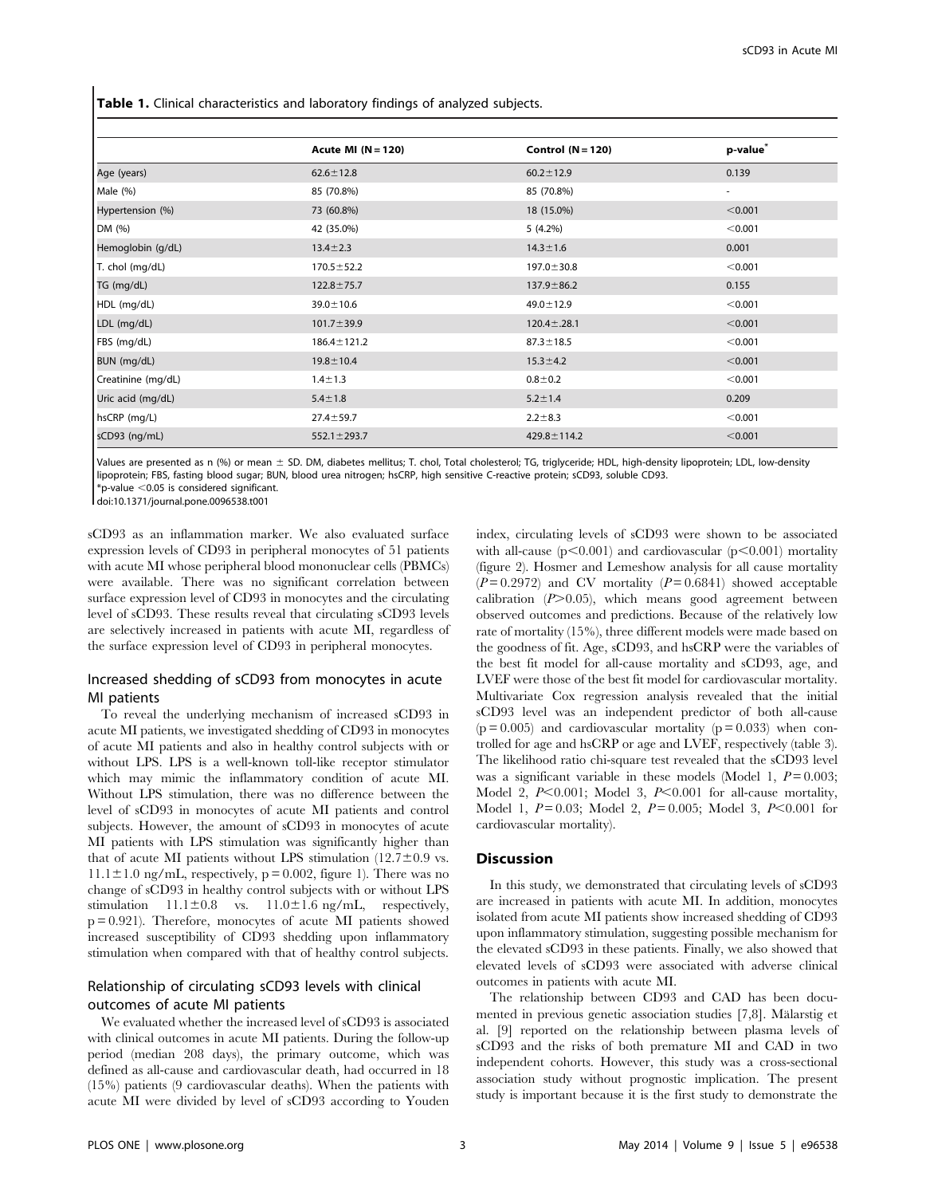**Table 1.** Clinical characteristics and laboratory findings of analyzed subjects.

| | Acute MI (N = 120) | Control (N = 120) | p-value* |
|---|---|---|---|
| Age (years) | 62.6±12.8 | 60.2±12.9 | 0.139 |
| Male (%) | 85 (70.8%) | 85 (70.8%) | - |
| Hypertension (%) | 73 (60.8%) | 18 (15.0%) | <0.001 |
| DM (%) | 42 (35.0%) | 5 (4.2%) | <0.001 |
| Hemoglobin (g/dL) | 13.4±2.3 | 14.3±1.6 | 0.001 |
| T. chol (mg/dL) | 170.5±52.2 | 197.0±30.8 | <0.001 |
| TG (mg/dL) | 122.8±75.7 | 137.9±86.2 | 0.155 |
| HDL (mg/dL) | 39.0±10.6 | 49.0±12.9 | <0.001 |
| LDL (mg/dL) | 101.7±39.9 | 120.4±.28.1 | <0.001 |
| FBS (mg/dL) | 186.4±121.2 | 87.3±18.5 | <0.001 |
| BUN (mg/dL) | 19.8±10.4 | 15.3±4.2 | <0.001 |
| Creatinine (mg/dL) | 1.4±1.3 | 0.8±0.2 | <0.001 |
| Uric acid (mg/dL) | 5.4±1.8 | 5.2±1.4 | 0.209 |
| hsCRP (mg/L) | 27.4±59.7 | 2.2±8.3 | <0.001 |
| sCD93 (ng/mL) | 552.1±293.7 | 429.8±114.2 | <0.001 |

Values are presented as n (%) or mean ± SD. DM, diabetes mellitus; T. chol, Total cholesterol; TG, triglyceride; HDL, high-density lipoprotein; LDL, low-density lipoprotein; FBS, fasting blood sugar; BUN, blood urea nitrogen; hsCRP, high sensitive C-reactive protein; sCD93, soluble CD93.
*p-value <0.05 is considered significant.
doi:10.1371/journal.pone.0096538.t001

sCD93 as an inflammation marker. We also evaluated surface expression levels of CD93 in peripheral monocytes of 51 patients with acute MI whose peripheral blood mononuclear cells (PBMCs) were available. There was no significant correlation between surface expression level of CD93 in monocytes and the circulating level of sCD93. These results reveal that circulating sCD93 levels are selectively increased in patients with acute MI, regardless of the surface expression level of CD93 in peripheral monocytes.

## Increased shedding of sCD93 from monocytes in acute MI patients

To reveal the underlying mechanism of increased sCD93 in acute MI patients, we investigated shedding of CD93 in monocytes of acute MI patients and also in healthy control subjects with or without LPS. LPS is a well-known toll-like receptor stimulator which may mimic the inflammatory condition of acute MI. Without LPS stimulation, there was no difference between the level of sCD93 in monocytes of acute MI patients and control subjects. However, the amount of sCD93 in monocytes of acute MI patients with LPS stimulation was significantly higher than that of acute MI patients without LPS stimulation (12.7±0.9 vs. 11.1±1.0 ng/mL, respectively, p = 0.002, figure 1). There was no change of sCD93 in healthy control subjects with or without LPS stimulation 11.1±0.8 vs. 11.0±1.6 ng/mL, respectively, p = 0.921). Therefore, monocytes of acute MI patients showed increased susceptibility of CD93 shedding upon inflammatory stimulation when compared with that of healthy control subjects.

## Relationship of circulating sCD93 levels with clinical outcomes of acute MI patients

We evaluated whether the increased level of sCD93 is associated with clinical outcomes in acute MI patients. During the follow-up period (median 208 days), the primary outcome, which was defined as all-cause and cardiovascular death, had occurred in 18 (15%) patients (9 cardiovascular deaths). When the patients with acute MI were divided by level of sCD93 according to Youden index, circulating levels of sCD93 were shown to be associated with all-cause ($p<0.001$) and cardiovascular ($p<0.001$) mortality (figure 2). Hosmer and Lemeshow analysis for all cause mortality ($P = 0.2972$) and CV mortality ($P = 0.6841$) showed acceptable calibration ($P>0.05$), which means good agreement between observed outcomes and predictions. Because of the relatively low rate of mortality (15%), three different models were made based on the goodness of fit. Age, sCD93, and hsCRP were the variables of the best fit model for all-cause mortality and sCD93, age, and LVEF were those of the best fit model for cardiovascular mortality. Multivariate Cox regression analysis revealed that the initial sCD93 level was an independent predictor of both all-cause ($p = 0.005$) and cardiovascular mortality ($p = 0.033$) when controlled for age and hsCRP or age and LVEF, respectively (table 3). The likelihood ratio chi-square test revealed that the sCD93 level was a significant variable in these models (Model 1, $P = 0.003$; Model 2, $P<0.001$; Model 3, $P<0.001$ for all-cause mortality, Model 1, $P = 0.03$; Model 2, $P = 0.005$; Model 3, $P<0.001$ for cardiovascular mortality).

## Discussion

In this study, we demonstrated that circulating levels of sCD93 are increased in patients with acute MI. In addition, monocytes isolated from acute MI patients show increased shedding of CD93 upon inflammatory stimulation, suggesting possible mechanism for the elevated sCD93 in these patients. Finally, we also showed that elevated levels of sCD93 were associated with adverse clinical outcomes in patients with acute MI.

The relationship between CD93 and CAD has been documented in previous genetic association studies [7,8]. Mälarstig et al. [9] reported on the relationship between plasma levels of sCD93 and the risks of both premature MI and CAD in two independent cohorts. However, this study was a cross-sectional association study without prognostic implication. The present study is important because it is the first study to demonstrate the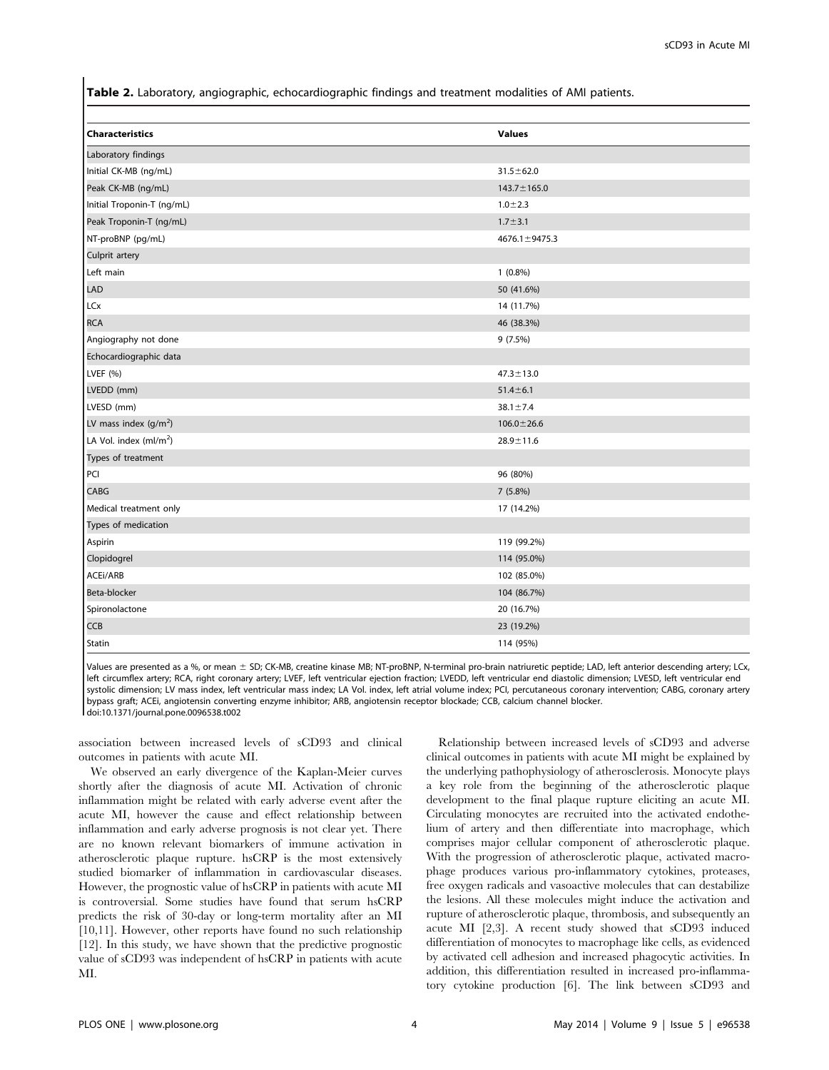**Table 2.** Laboratory, angiographic, echocardiographic findings and treatment modalities of AMI patients.

| Characteristics | Values |
| --- | --- |
| Laboratory findings | |
| Initial CK-MB (ng/mL) | 31.5±62.0 |
| Peak CK-MB (ng/mL) | 143.7±165.0 |
| Initial Troponin-T (ng/mL) | 1.0±2.3 |
| Peak Troponin-T (ng/mL) | 1.7±3.1 |
| NT-proBNP (pg/mL) | 4676.1±9475.3 |
| Culprit artery | |
| Left main | 1 (0.8%) |
| LAD | 50 (41.6%) |
| LCx | 14 (11.7%) |
| RCA | 46 (38.3%) |
| Angiography not done | 9 (7.5%) |
| Echocardiographic data | |
| LVEF (%) | 47.3±13.0 |
| LVEDD (mm) | 51.4±6.1 |
| LVESD (mm) | 38.1±7.4 |
| LV mass index (g/m$^2$) | 106.0±26.6 |
| LA Vol. index (ml/m$^2$) | 28.9±11.6 |
| Types of treatment | |
| PCI | 96 (80%) |
| CABG | 7 (5.8%) |
| Medical treatment only | 17 (14.2%) |
| Types of medication | |
| Aspirin | 119 (99.2%) |
| Clopidogrel | 114 (95.0%) |
| ACEi/ARB | 102 (85.0%) |
| Beta-blocker | 104 (86.7%) |
| Spironolactone | 20 (16.7%) |
| CCB | 23 (19.2%) |
| Statin | 114 (95%) |

Values are presented as a %, or mean ± SD; CK-MB, creatine kinase MB; NT-proBNP, N-terminal pro-brain natriuretic peptide; LAD, left anterior descending artery; LCx, left circumflex artery; RCA, right coronary artery; LVEF, left ventricular ejection fraction; LVEDD, left ventricular end diastolic dimension; LVESD, left ventricular end systolic dimension; LV mass index, left ventricular mass index; LA Vol. index, left atrial volume index; PCI, percutaneous coronary intervention; CABG, coronary artery bypass graft; ACEi, angiotensin converting enzyme inhibitor; ARB, angiotensin receptor blockade; CCB, calcium channel blocker.
doi:10.1371/journal.pone.0096538.t002

association between increased levels of sCD93 and clinical outcomes in patients with acute MI.

We observed an early divergence of the Kaplan-Meier curves shortly after the diagnosis of acute MI. Activation of chronic inflammation might be related with early adverse event after the acute MI, however the cause and effect relationship between inflammation and early adverse prognosis is not clear yet. There are no known relevant biomarkers of immune activation in atherosclerotic plaque rupture. hsCRP is the most extensively studied biomarker of inflammation in cardiovascular diseases. However, the prognostic value of hsCRP in patients with acute MI is controversial. Some studies have found that serum hsCRP predicts the risk of 30-day or long-term mortality after an MI [10,11]. However, other reports have found no such relationship [12]. In this study, we have shown that the predictive prognostic value of sCD93 was independent of hsCRP in patients with acute MI.

Relationship between increased levels of sCD93 and adverse clinical outcomes in patients with acute MI might be explained by the underlying pathophysiology of atherosclerosis. Monocyte plays a key role from the beginning of the atherosclerotic plaque development to the final plaque rupture eliciting an acute MI. Circulating monocytes are recruited into the activated endothelium of artery and then differentiate into macrophage, which comprises major cellular component of atherosclerotic plaque. With the progression of atherosclerotic plaque, activated macrophage produces various pro-inflammatory cytokines, proteases, free oxygen radicals and vasoactive molecules that can destabilize the lesions. All these molecules might induce the activation and rupture of atherosclerotic plaque, thrombosis, and subsequently an acute MI [2,3]. A recent study showed that sCD93 induced differentiation of monocytes to macrophage like cells, as evidenced by activated cell adhesion and increased phagocytic activities. In addition, this differentiation resulted in increased pro-inflammatory cytokine production [6]. The link between sCD93 and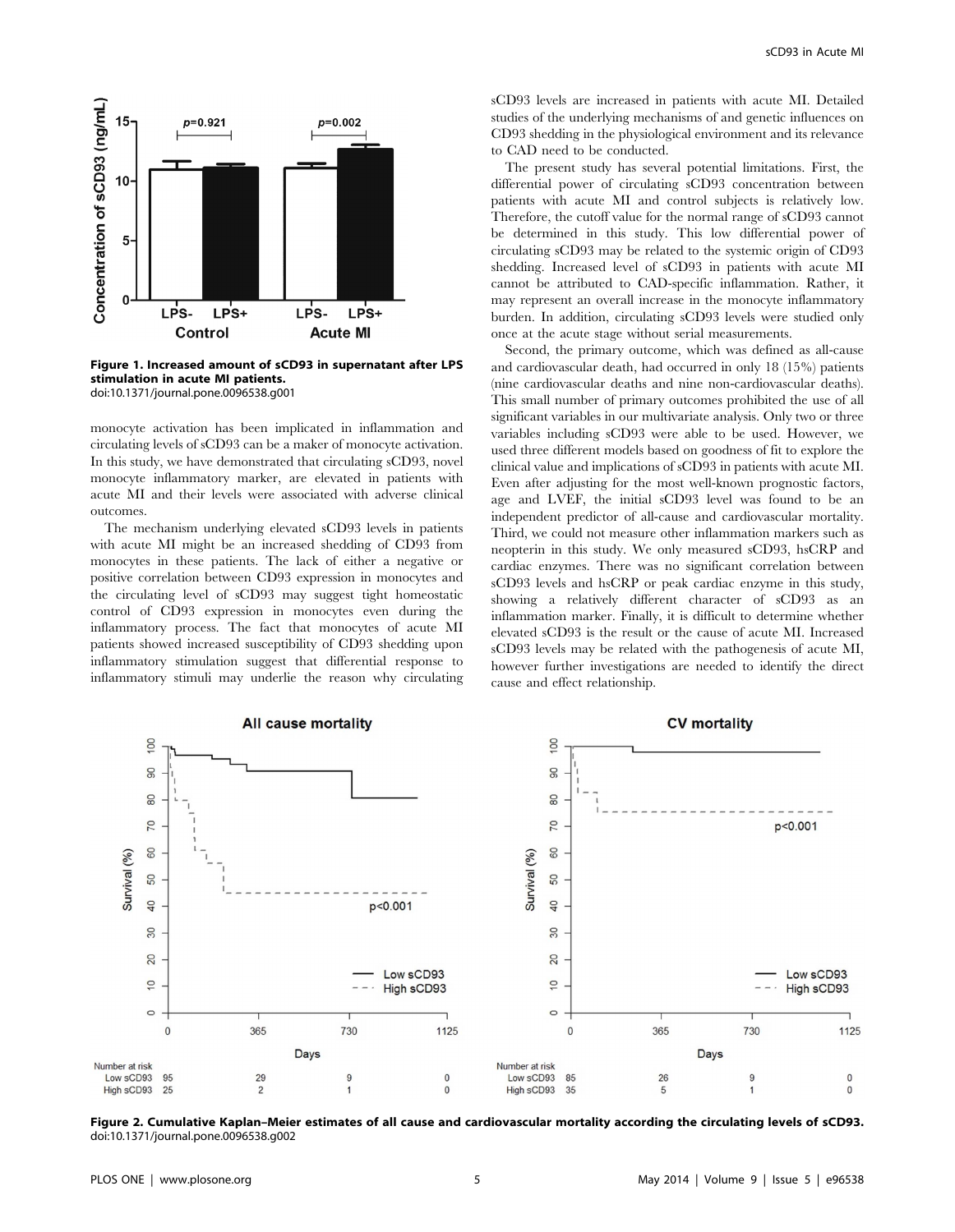**Figure 1. Increased amount of sCD93 in supernatant after LPS stimulation in acute MI patients.**
doi:10.1371/journal.pone.0096538.g001

monocyte activation has been implicated in inflammation and circulating levels of sCD93 can be a maker of monocyte activation. In this study, we have demonstrated that circulating sCD93, novel monocyte inflammatory marker, are elevated in patients with acute MI and their levels were associated with adverse clinical outcomes.

The mechanism underlying elevated sCD93 levels in patients with acute MI might be an increased shedding of CD93 from monocytes in these patients. The lack of either a negative or positive correlation between CD93 expression in monocytes and the circulating level of sCD93 may suggest tight homeostatic control of CD93 expression in monocytes even during the inflammatory process. The fact that monocytes of acute MI patients showed increased susceptibility of CD93 shedding upon inflammatory stimulation suggest that differential response to inflammatory stimuli may underlie the reason why circulating sCD93 levels are increased in patients with acute MI. Detailed studies of the underlying mechanisms of and genetic influences on CD93 shedding in the physiological environment and its relevance to CAD need to be conducted.

The present study has several potential limitations. First, the differential power of circulating sCD93 concentration between patients with acute MI and control subjects is relatively low. Therefore, the cutoff value for the normal range of sCD93 cannot be determined in this study. This low differential power of circulating sCD93 may be related to the systemic origin of CD93 shedding. Increased level of sCD93 in patients with acute MI cannot be attributed to CAD-specific inflammation. Rather, it may represent an overall increase in the monocyte inflammatory burden. In addition, circulating sCD93 levels were studied only once at the acute stage without serial measurements.

Second, the primary outcome, which was defined as all-cause and cardiovascular death, had occurred in only 18 (15%) patients (nine cardiovascular deaths and nine non-cardiovascular deaths). This small number of primary outcomes prohibited the use of all significant variables in our multivariate analysis. Only two or three variables including sCD93 were able to be used. However, we used three different models based on goodness of fit to explore the clinical value and implications of sCD93 in patients with acute MI. Even after adjusting for the most well-known prognostic factors, age and LVEF, the initial sCD93 level was found to be an independent predictor of all-cause and cardiovascular mortality. Third, we could not measure other inflammation markers such as neopterin in this study. We only measured sCD93, hsCRP and cardiac enzymes. There was no significant correlation between sCD93 levels and hsCRP or peak cardiac enzyme in this study, showing a relatively different character of sCD93 as an inflammation marker. Finally, it is difficult to determine whether elevated sCD93 is the result or the cause of acute MI. Increased sCD93 levels may be related with the pathogenesis of acute MI, however further investigations are needed to identify the direct cause and effect relationship.

**Figure 2. Cumulative Kaplan–Meier estimates of all cause and cardiovascular mortality according the circulating levels of sCD93.**
doi:10.1371/journal.pone.0096538.g002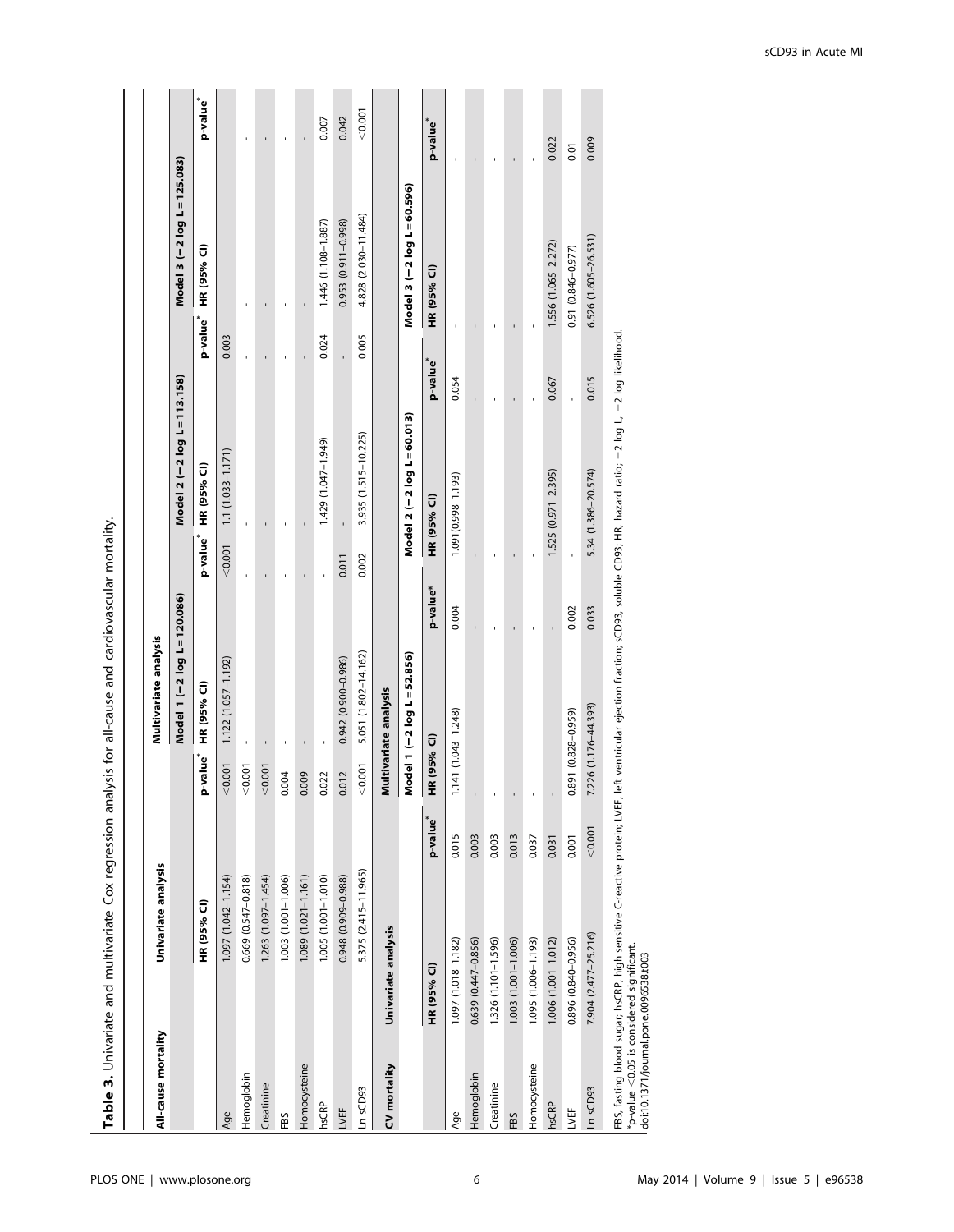**Table 3.** Univariate and multivariate Cox regression analysis for all-cause and cardiovascular mortality.

| All-cause mortality | Univariate analysis | | Multivariate analysis | | | | | |
|---|---|---|---|---|---|---|---|---|
| | | | Model 1 (−2 log L = 120.086) | | Model 2 (−2 log L = 113.158) | | Model 3 (−2 log L = 125.083) | |
| | HR (95% CI) | p-value* | HR (95% CI) | p-value* | HR (95% CI) | p-value* | HR (95% CI) | p-value* |
| Age | 1.097 (1.042–1.154) | <0.001 | 1.122 (1.057–1.192) | <0.001 | 1.1 (1.033–1.171) | 0.003 | - | - |
| Hemoglobin | 0.669 (0.547–0.818) | <0.001 | - | - | - | - | - | - |
| Creatinine | 1.263 (1.097–1.454) | <0.001 | - | - | - | - | - | - |
| FBS | 1.003 (1.001–1.006) | 0.004 | - | - | - | - | - | - |
| Homocysteine | 1.089 (1.021–1.161) | 0.009 | - | - | - | - | - | - |
| hsCRP | 1.005 (1.001–1.010) | 0.022 | - | - | 1.429 (1.047–1.949) | 0.024 | 1.446 (1.108–1.887) | 0.007 |
| LVEF | 0.948 (0.909–0.988) | 0.012 | 0.942 (0.900–0.986) | 0.011 | - | - | 0.953 (0.911–0.998) | 0.042 |
| Ln sCD93 | 5.375 (2.415–11.965) | <0.001 | 5.051 (1.802–14.162) | 0.002 | 3.935 (1.515–10.225) | 0.005 | 4.828 (2.030–11.484) | <0.001 |

| CV mortality | Univariate analysis | | Multivariate analysis | | | | | |
|---|---|---|---|---|---|---|---|---|
| | | | Model 1 (−2 log L = 52.856) | | Model 2 (−2 log L = 60.013) | | Model 3 (−2 log L = 60.596) | |
| | HR (95% CI) | p-value* | HR (95% CI) | p-value* | HR (95% CI) | p-value* | HR (95% CI) | p-value* |
| Age | 1.097 (1.018–1.182) | 0.015 | 1.141 (1.043–1.248) | 0.004 | 1.091(0.998–1.193) | 0.054 | - | - |
| Hemoglobin | 0.639 (0.447–0.856) | 0.003 | - | - | - | - | - | - |
| Creatinine | 1.326 (1.101–1.596) | 0.003 | - | - | - | - | - | - |
| FBS | 1.003 (1.001–1.006) | 0.013 | - | - | - | - | - | - |
| Homocysteine | 1.095 (1.006–1.193) | 0.037 | - | - | - | - | - | - |
| hsCRP | 1.006 (1.001–1.012) | 0.031 | - | - | 1.525 (0.971–2.395) | 0.067 | 1.556 (1.065–2.272) | 0.022 |
| LVEF | 0.896 (0.840–0.956) | 0.001 | 0.891 (0.828–0.959) | 0.002 | - | - | 0.91 (0.846–0.977) | 0.01 |
| Ln sCD93 | 7.904 (2.477–25.216) | <0.001 | 7.226 (1.176–44.393) | 0.033 | 5.34 (1.386–20.574) | 0.015 | 6.526 (1.605–26.531) | 0.009 |

FBS, fasting blood sugar; hsCRP, high sensitive C-reactive protein; LVEF, left ventricular ejection fraction; sCD93, soluble CD93; HR, hazard ratio; −2 log L, −2 log likelihood.
*p-value <0.05 is considered significant.
doi:10.1371/journal.pone.0096538.t003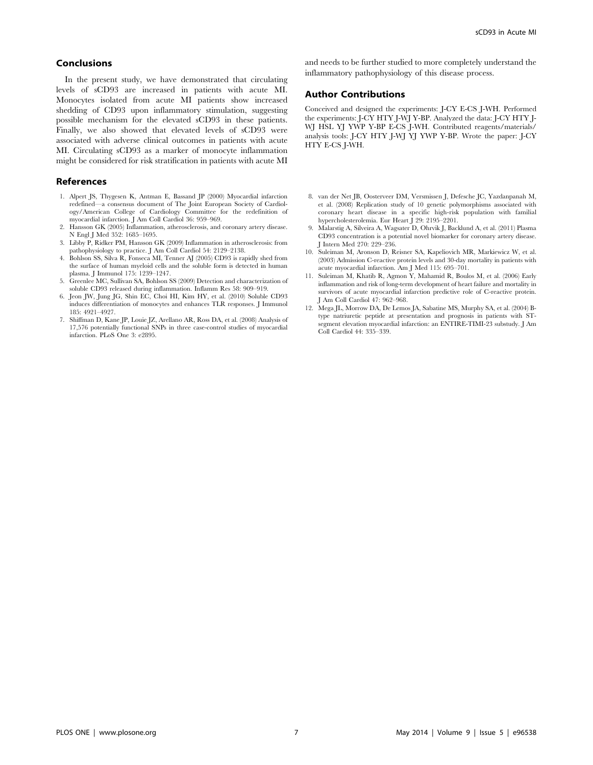## Conclusions

In the present study, we have demonstrated that circulating levels of sCD93 are increased in patients with acute MI. Monocytes isolated from acute MI patients show increased shedding of CD93 upon inflammatory stimulation, suggesting possible mechanism for the elevated sCD93 in these patients. Finally, we also showed that elevated levels of sCD93 were associated with adverse clinical outcomes in patients with acute MI. Circulating sCD93 as a marker of monocyte inflammation might be considered for risk stratification in patients with acute MI and needs to be further studied to more completely understand the inflammatory pathophysiology of this disease process.

## Author Contributions

Conceived and designed the experiments: J-CY E-CS J-WH. Performed the experiments: J-CY HTY J-WJ Y-BP. Analyzed the data: J-CY HTY J-WJ HSL YJ YWP Y-BP E-CS J-WH. Contributed reagents/materials/analysis tools: J-CY HTY J-WJ YJ YWP Y-BP. Wrote the paper: J-CY HTY E-CS J-WH.

## References

1. Alpert JS, Thygesen K, Antman E, Bassand JP (2000) Myocardial infarction redefined—a consensus document of The Joint European Society of Cardiology/American College of Cardiology Committee for the redefinition of myocardial infarction. J Am Coll Cardiol 36: 959–969.
2. Hansson GK (2005) Inflammation, atherosclerosis, and coronary artery disease. N Engl J Med 352: 1685–1695.
3. Libby P, Ridker PM, Hansson GK (2009) Inflammation in atherosclerosis: from pathophysiology to practice. J Am Coll Cardiol 54: 2129–2138.
4. Bohlson SS, Silva R, Fonseca MI, Tenner AJ (2005) CD93 is rapidly shed from the surface of human myeloid cells and the soluble form is detected in human plasma. J Immunol 175: 1239–1247.
5. Greenlee MC, Sullivan SA, Bohlson SS (2009) Detection and characterization of soluble CD93 released during inflammation. Inflamm Res 58: 909–919.
6. Jeon JW, Jung JG, Shin EC, Choi HI, Kim HY, et al. (2010) Soluble CD93 induces differentiation of monocytes and enhances TLR responses. J Immunol 185: 4921–4927.
7. Shiffman D, Kane JP, Louie JZ, Arellano AR, Ross DA, et al. (2008) Analysis of 17,576 potentially functional SNPs in three case-control studies of myocardial infarction. PLoS One 3: e2895.
8. van der Net JB, Oosterveer DM, Versmissen J, Defesche JC, Yazdanpanah M, et al. (2008) Replication study of 10 genetic polymorphisms associated with coronary heart disease in a specific high-risk population with familial hypercholesterolemia. Eur Heart J 29: 2195–2201.
9. Malarstig A, Silveira A, Wagsater D, Ohrvik J, Backlund A, et al. (2011) Plasma CD93 concentration is a potential novel biomarker for coronary artery disease. J Intern Med 270: 229–236.
10. Suleiman M, Aronson D, Reisner SA, Kapeliovich MR, Markiewicz W, et al. (2003) Admission C-reactive protein levels and 30-day mortality in patients with acute myocardial infarction. Am J Med 115: 695–701.
11. Suleiman M, Khatib R, Agmon Y, Mahamid R, Boulos M, et al. (2006) Early inflammation and risk of long-term development of heart failure and mortality in survivors of acute myocardial infarction predictive role of C-reactive protein. J Am Coll Cardiol 47: 962–968.
12. Mega JL, Morrow DA, De Lemos JA, Sabatine MS, Murphy SA, et al. (2004) B-type natriuretic peptide at presentation and prognosis in patients with ST-segment elevation myocardial infarction: an ENTIRE-TIMI-23 substudy. J Am Coll Cardiol 44: 335–339.